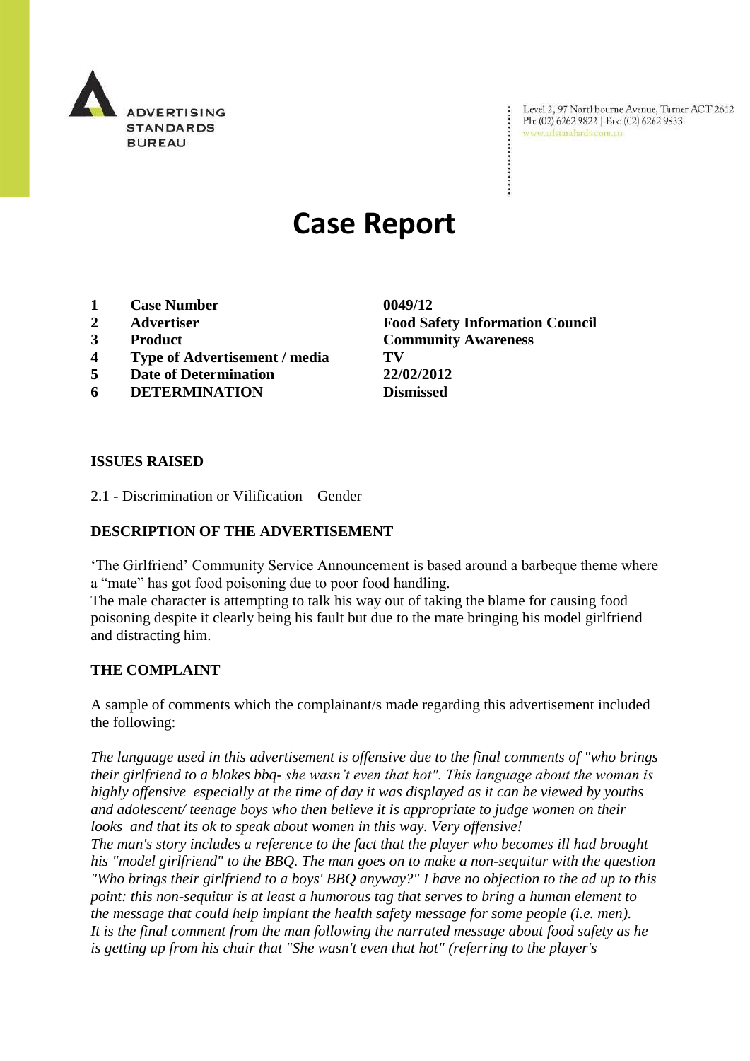ADVERTISING STANDARDS BUREAU

Level 2, 97 Northbourne Avenue, Turner ACT 2612
Ph: (02) 6262 9822 | Fax: (02) 6262 9833
www.adstandards.com.au

# Case Report

| | | |
|---|---|---|
| 1 | **Case Number** | **0049/12** |
| 2 | **Advertiser** | **Food Safety Information Council** |
| 3 | **Product** | **Community Awareness** |
| 4 | **Type of Advertisement / media** | **TV** |
| 5 | **Date of Determination** | **22/02/2012** |
| 6 | **DETERMINATION** | **Dismissed** |

**ISSUES RAISED**

2.1 - Discrimination or Vilification Gender

**DESCRIPTION OF THE ADVERTISEMENT**

'The Girlfriend' Community Service Announcement is based around a barbeque theme where a "mate" has got food poisoning due to poor food handling.
The male character is attempting to talk his way out of taking the blame for causing food poisoning despite it clearly being his fault but due to the mate bringing his model girlfriend and distracting him.

**THE COMPLAINT**

A sample of comments which the complainant/s made regarding this advertisement included the following:

*The language used in this advertisement is offensive due to the final comments of "who brings their girlfriend to a blokes bbq- she wasn't even that hot". This language about the woman is highly offensive especially at the time of day it was displayed as it can be viewed by youths and adolescent/ teenage boys who then believe it is appropriate to judge women on their looks and that its ok to speak about women in this way. Very offensive!*
*The man's story includes a reference to the fact that the player who becomes ill had brought his "model girlfriend" to the BBQ. The man goes on to make a non-sequitur with the question "Who brings their girlfriend to a boys' BBQ anyway?" I have no objection to the ad up to this point: this non-sequitur is at least a humorous tag that serves to bring a human element to the message that could help implant the health safety message for some people (i.e. men).*
*It is the final comment from the man following the narrated message about food safety as he is getting up from his chair that "She wasn't even that hot" (referring to the player's*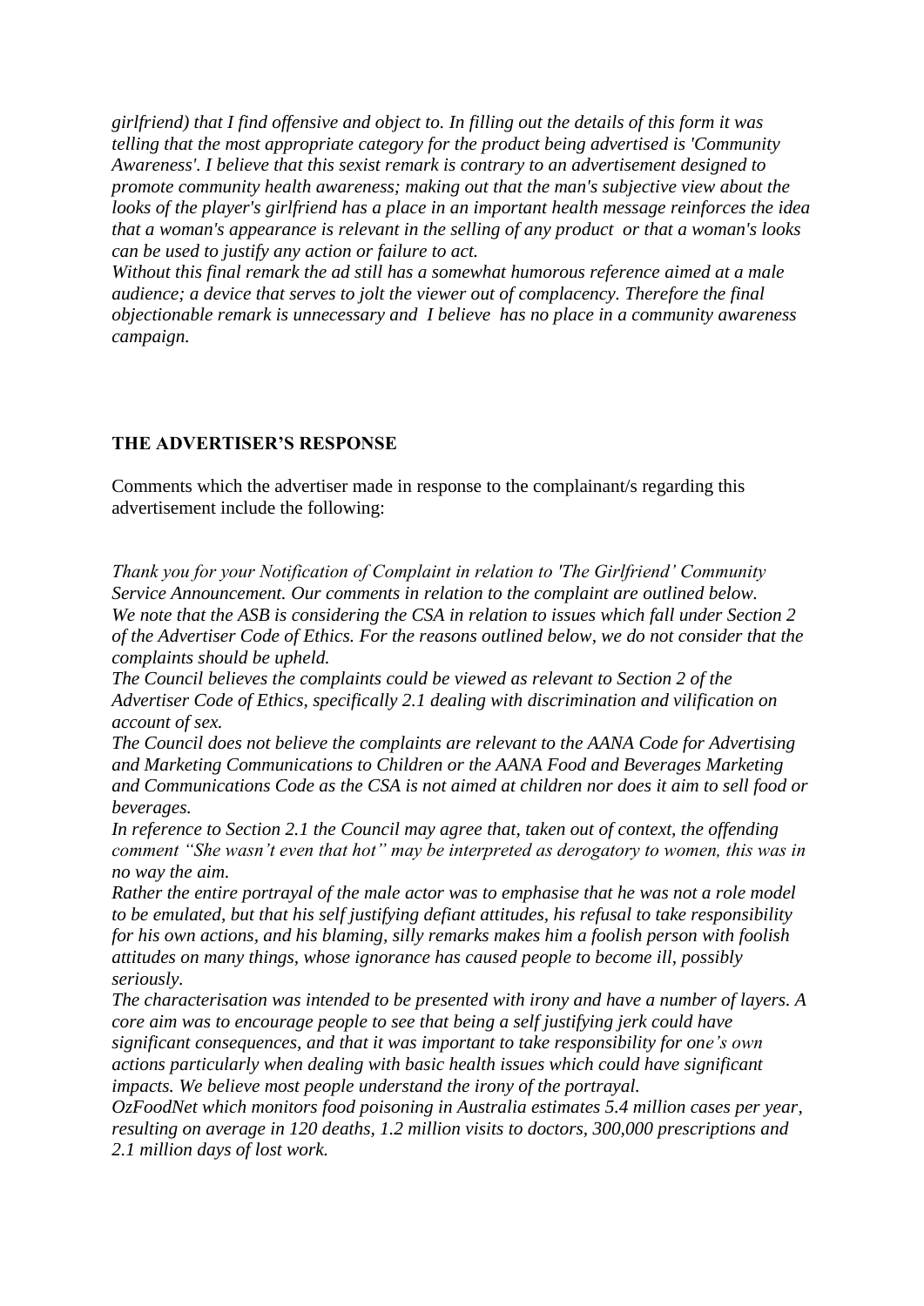*girlfriend) that I find offensive and object to. In filling out the details of this form it was telling that the most appropriate category for the product being advertised is 'Community Awareness'. I believe that this sexist remark is contrary to an advertisement designed to promote community health awareness; making out that the man's subjective view about the looks of the player's girlfriend has a place in an important health message reinforces the idea that a woman's appearance is relevant in the selling of any product or that a woman's looks can be used to justify any action or failure to act.*

*Without this final remark the ad still has a somewhat humorous reference aimed at a male audience; a device that serves to jolt the viewer out of complacency. Therefore the final objectionable remark is unnecessary and I believe has no place in a community awareness campaign.*

**THE ADVERTISER'S RESPONSE**

Comments which the advertiser made in response to the complainant/s regarding this advertisement include the following:

*Thank you for your Notification of Complaint in relation to 'The Girlfriend' Community Service Announcement. Our comments in relation to the complaint are outlined below.*

*We note that the ASB is considering the CSA in relation to issues which fall under Section 2 of the Advertiser Code of Ethics. For the reasons outlined below, we do not consider that the complaints should be upheld.*

*The Council believes the complaints could be viewed as relevant to Section 2 of the Advertiser Code of Ethics, specifically 2.1 dealing with discrimination and vilification on account of sex.*

*The Council does not believe the complaints are relevant to the AANA Code for Advertising and Marketing Communications to Children or the AANA Food and Beverages Marketing and Communications Code as the CSA is not aimed at children nor does it aim to sell food or beverages.*

*In reference to Section 2.1 the Council may agree that, taken out of context, the offending comment "She wasn't even that hot" may be interpreted as derogatory to women, this was in no way the aim.*

*Rather the entire portrayal of the male actor was to emphasise that he was not a role model to be emulated, but that his self justifying defiant attitudes, his refusal to take responsibility for his own actions, and his blaming, silly remarks makes him a foolish person with foolish attitudes on many things, whose ignorance has caused people to become ill, possibly seriously.*

*The characterisation was intended to be presented with irony and have a number of layers. A core aim was to encourage people to see that being a self justifying jerk could have significant consequences, and that it was important to take responsibility for one's own actions particularly when dealing with basic health issues which could have significant impacts. We believe most people understand the irony of the portrayal.*

*OzFoodNet which monitors food poisoning in Australia estimates 5.4 million cases per year, resulting on average in 120 deaths, 1.2 million visits to doctors, 300,000 prescriptions and 2.1 million days of lost work.*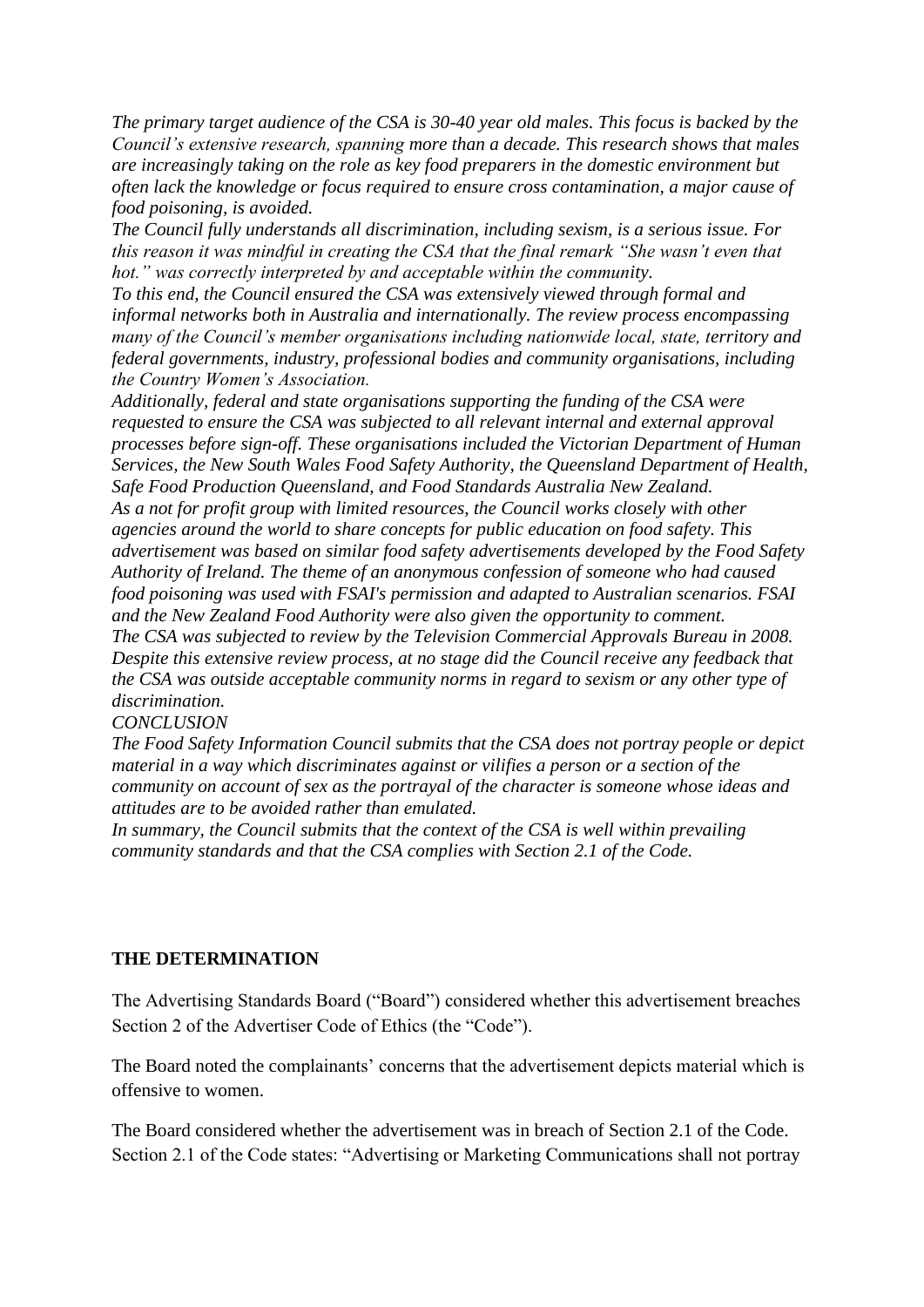*The primary target audience of the CSA is 30-40 year old males. This focus is backed by the Council's extensive research, spanning more than a decade. This research shows that males are increasingly taking on the role as key food preparers in the domestic environment but often lack the knowledge or focus required to ensure cross contamination, a major cause of food poisoning, is avoided.*

*The Council fully understands all discrimination, including sexism, is a serious issue. For this reason it was mindful in creating the CSA that the final remark "She wasn't even that hot." was correctly interpreted by and acceptable within the community.*

*To this end, the Council ensured the CSA was extensively viewed through formal and informal networks both in Australia and internationally. The review process encompassing many of the Council's member organisations including nationwide local, state, territory and federal governments, industry, professional bodies and community organisations, including the Country Women's Association.*

*Additionally, federal and state organisations supporting the funding of the CSA were requested to ensure the CSA was subjected to all relevant internal and external approval processes before sign-off. These organisations included the Victorian Department of Human Services, the New South Wales Food Safety Authority, the Queensland Department of Health, Safe Food Production Queensland, and Food Standards Australia New Zealand.*

*As a not for profit group with limited resources, the Council works closely with other agencies around the world to share concepts for public education on food safety. This advertisement was based on similar food safety advertisements developed by the Food Safety Authority of Ireland. The theme of an anonymous confession of someone who had caused food poisoning was used with FSAI's permission and adapted to Australian scenarios. FSAI and the New Zealand Food Authority were also given the opportunity to comment.*

*The CSA was subjected to review by the Television Commercial Approvals Bureau in 2008. Despite this extensive review process, at no stage did the Council receive any feedback that the CSA was outside acceptable community norms in regard to sexism or any other type of discrimination.*

*CONCLUSION*

*The Food Safety Information Council submits that the CSA does not portray people or depict material in a way which discriminates against or vilifies a person or a section of the community on account of sex as the portrayal of the character is someone whose ideas and attitudes are to be avoided rather than emulated.*

*In summary, the Council submits that the context of the CSA is well within prevailing community standards and that the CSA complies with Section 2.1 of the Code.*

## THE DETERMINATION

The Advertising Standards Board ("Board") considered whether this advertisement breaches Section 2 of the Advertiser Code of Ethics (the "Code").

The Board noted the complainants' concerns that the advertisement depicts material which is offensive to women.

The Board considered whether the advertisement was in breach of Section 2.1 of the Code. Section 2.1 of the Code states: "Advertising or Marketing Communications shall not portray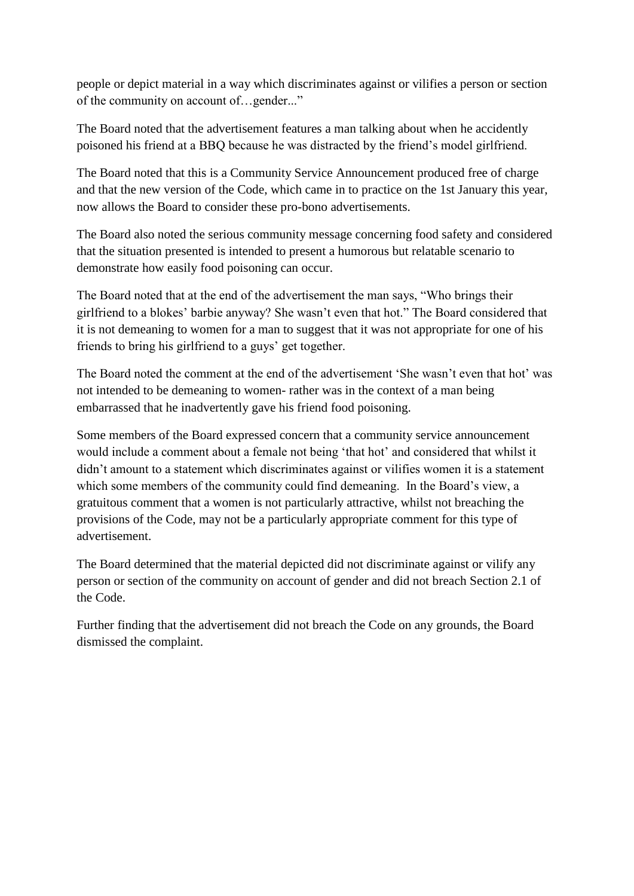people or depict material in a way which discriminates against or vilifies a person or section of the community on account of…gender..."

The Board noted that the advertisement features a man talking about when he accidently poisoned his friend at a BBQ because he was distracted by the friend's model girlfriend.

The Board noted that this is a Community Service Announcement produced free of charge and that the new version of the Code, which came in to practice on the 1st January this year, now allows the Board to consider these pro-bono advertisements.

The Board also noted the serious community message concerning food safety and considered that the situation presented is intended to present a humorous but relatable scenario to demonstrate how easily food poisoning can occur.

The Board noted that at the end of the advertisement the man says, "Who brings their girlfriend to a blokes' barbie anyway? She wasn't even that hot." The Board considered that it is not demeaning to women for a man to suggest that it was not appropriate for one of his friends to bring his girlfriend to a guys' get together.

The Board noted the comment at the end of the advertisement 'She wasn't even that hot' was not intended to be demeaning to women- rather was in the context of a man being embarrassed that he inadvertently gave his friend food poisoning.

Some members of the Board expressed concern that a community service announcement would include a comment about a female not being 'that hot' and considered that whilst it didn't amount to a statement which discriminates against or vilifies women it is a statement which some members of the community could find demeaning. In the Board's view, a gratuitous comment that a women is not particularly attractive, whilst not breaching the provisions of the Code, may not be a particularly appropriate comment for this type of advertisement.

The Board determined that the material depicted did not discriminate against or vilify any person or section of the community on account of gender and did not breach Section 2.1 of the Code.

Further finding that the advertisement did not breach the Code on any grounds, the Board dismissed the complaint.